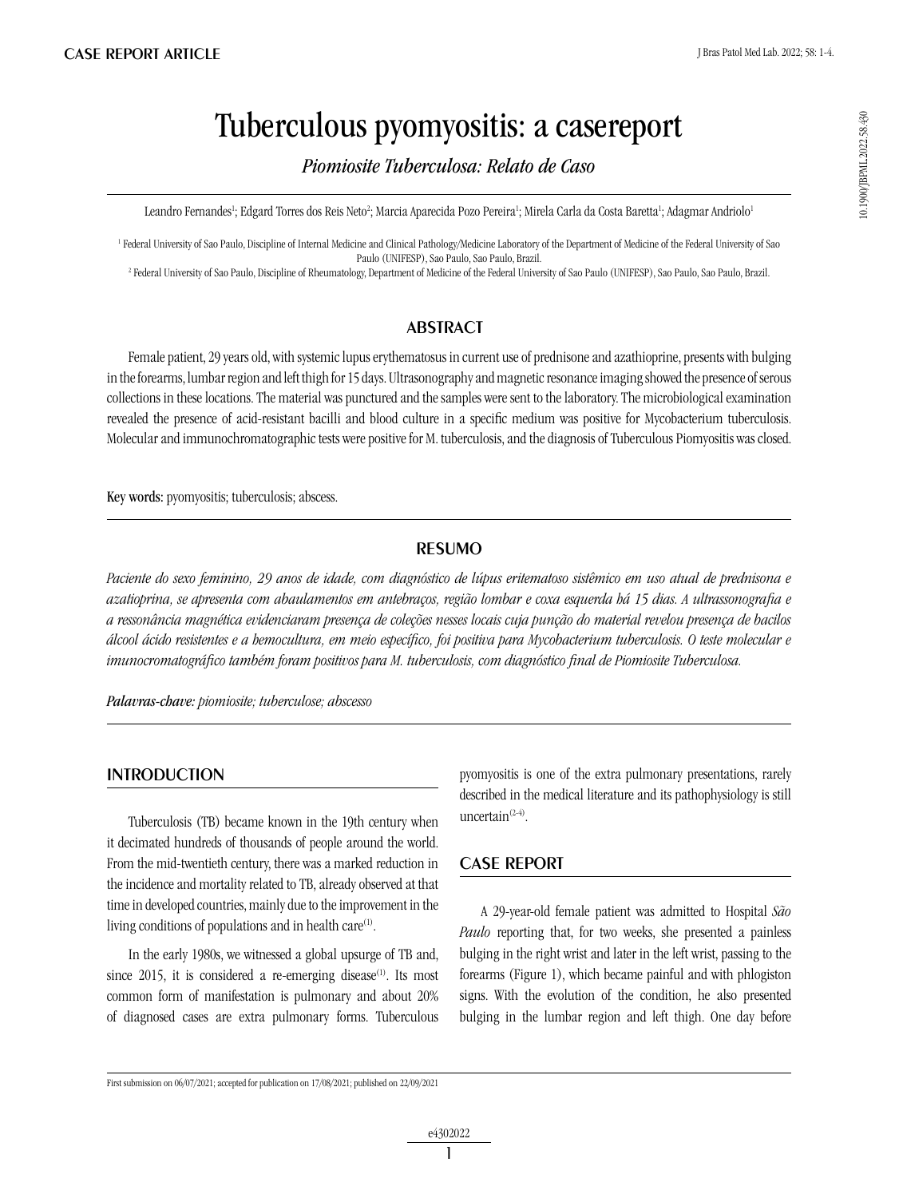CASE REPORT ARTICLE

# Tuberculous pyomyositis: a casereport

*Piomiosite Tuberculosa: Relato de Caso*

Leandro Fernandes[1]; Edgard Torres dos Reis Neto[2]; Marcia Aparecida Pozo Pereira[1]; Mirela Carla da Costa Baretta[1]; Adagmar Andriolo[1]

[1] Federal University of Sao Paulo, Discipline of Internal Medicine and Clinical Pathology/Medicine Laboratory of the Department of Medicine of the Federal University of Sao Paulo (UNIFESP), Sao Paulo, Sao Paulo, Brazil.

[2] Federal University of Sao Paulo, Discipline of Rheumatology, Department of Medicine of the Federal University of Sao Paulo (UNIFESP), Sao Paulo, Sao Paulo, Brazil.

10.1900/JBPML.2022.58.430

## ABSTRACT

Female patient, 29 years old, with systemic lupus erythematosus in current use of prednisone and azathioprine, presents with bulging in the forearms, lumbar region and left thigh for 15 days. Ultrasonography and magnetic resonance imaging showed the presence of serous collections in these locations. The material was punctured and the samples were sent to the laboratory. The microbiological examination revealed the presence of acid-resistant bacilli and blood culture in a specific medium was positive for Mycobacterium tuberculosis. Molecular and immunochromatographic tests were positive for M. tuberculosis, and the diagnosis of Tuberculous Piomyositis was closed.

**Key words:** pyomyositis; tuberculosis; abscess.

## RESUMO

*Paciente do sexo feminino, 29 anos de idade, com diagnóstico de lúpus eritematoso sistêmico em uso atual de prednisona e azatioprina, se apresenta com abaulamentos em antebraços, região lombar e coxa esquerda há 15 dias. A ultrassonografia e a ressonância magnética evidenciaram presença de coleções nesses locais cuja punção do material revelou presença de bacilos álcool ácido resistentes e a hemocultura, em meio específico, foi positiva para Mycobacterium tuberculosis. O teste molecular e imunocromatográfico também foram positivos para M. tuberculosis, com diagnóstico final de Piomiosite Tuberculosa.*

***Palavras-chave:*** *piomiosite; tuberculose; abscesso*

## INTRODUCTION

Tuberculosis (TB) became known in the 19th century when it decimated hundreds of thousands of people around the world. From the mid-twentieth century, there was a marked reduction in the incidence and mortality related to TB, already observed at that time in developed countries, mainly due to the improvement in the living conditions of populations and in health care[1].

In the early 1980s, we witnessed a global upsurge of TB and, since 2015, it is considered a re-emerging disease[1]. Its most common form of manifestation is pulmonary and about 20% of diagnosed cases are extra pulmonary forms. Tuberculous pyomyositis is one of the extra pulmonary presentations, rarely described in the medical literature and its pathophysiology is still uncertain[2-4].

## CASE REPORT

A 29-year-old female patient was admitted to Hospital *São Paulo* reporting that, for two weeks, she presented a painless bulging in the right wrist and later in the left wrist, passing to the forearms (Figure 1), which became painful and with phlogiston signs. With the evolution of the condition, he also presented bulging in the lumbar region and left thigh. One day before

First submission on 06/07/2021; accepted for publication on 17/08/2021; published on 22/09/2021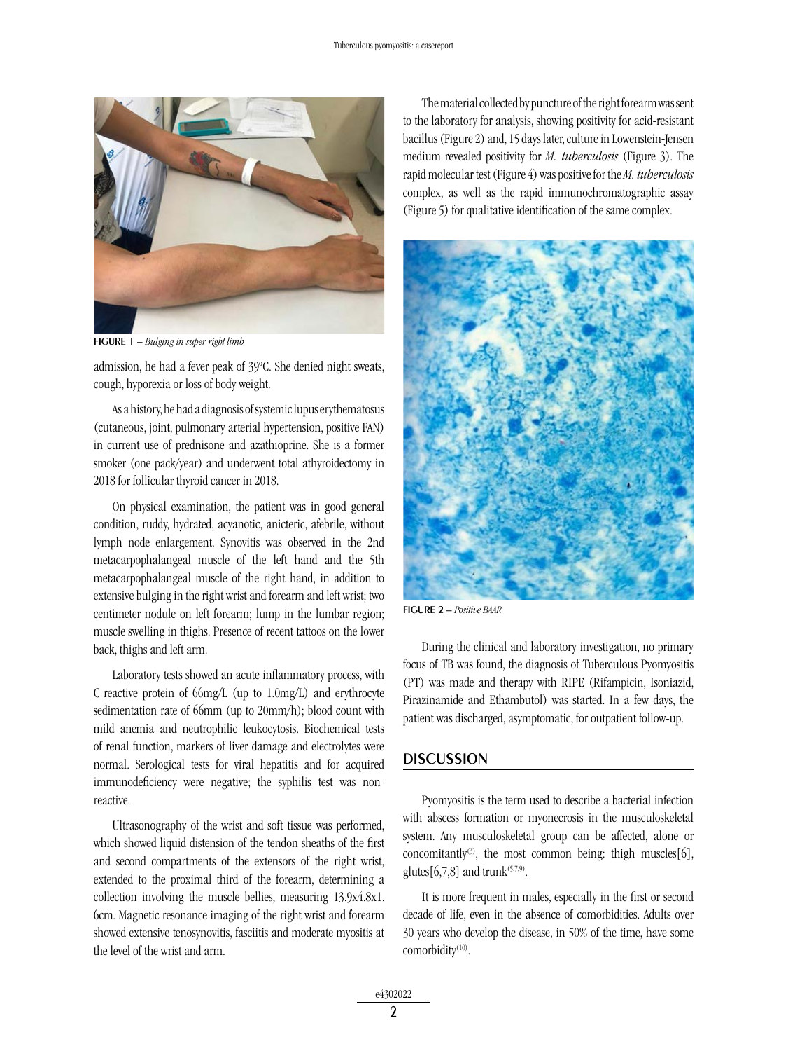FIGURE 1 – *Bulging in super right limb*

admission, he had a fever peak of 39ºC. She denied night sweats, cough, hyporexia or loss of body weight.

As a history, he had a diagnosis of systemic lupus erythematosus (cutaneous, joint, pulmonary arterial hypertension, positive FAN) in current use of prednisone and azathioprine. She is a former smoker (one pack/year) and underwent total athyroidectomy in 2018 for follicular thyroid cancer in 2018.

On physical examination, the patient was in good general condition, ruddy, hydrated, acyanotic, anicteric, afebrile, without lymph node enlargement. Synovitis was observed in the 2nd metacarpophalangeal muscle of the left hand and the 5th metacarpophalangeal muscle of the right hand, in addition to extensive bulging in the right wrist and forearm and left wrist; two centimeter nodule on left forearm; lump in the lumbar region; muscle swelling in thighs. Presence of recent tattoos on the lower back, thighs and left arm.

Laboratory tests showed an acute inflammatory process, with C-reactive protein of 66mg/L (up to 1.0mg/L) and erythrocyte sedimentation rate of 66mm (up to 20mm/h); blood count with mild anemia and neutrophilic leukocytosis. Biochemical tests of renal function, markers of liver damage and electrolytes were normal. Serological tests for viral hepatitis and for acquired immunodeficiency were negative; the syphilis test was non-reactive.

Ultrasonography of the wrist and soft tissue was performed, which showed liquid distension of the tendon sheaths of the first and second compartments of the extensors of the right wrist, extended to the proximal third of the forearm, determining a collection involving the muscle bellies, measuring 13.9x4.8x1. 6cm. Magnetic resonance imaging of the right wrist and forearm showed extensive tenosynovitis, fasciitis and moderate myositis at the level of the wrist and arm.

The material collected by puncture of the right forearm was sent to the laboratory for analysis, showing positivity for acid-resistant bacillus (Figure 2) and, 15 days later, culture in Lowenstein-Jensen medium revealed positivity for *M. tuberculosis* (Figure 3). The rapid molecular test (Figure 4) was positive for the *M. tuberculosis* complex, as well as the rapid immunochromatographic assay (Figure 5) for qualitative identification of the same complex.

FIGURE 2 – *Positive BAAR*

During the clinical and laboratory investigation, no primary focus of TB was found, the diagnosis of Tuberculous Pyomyositis (PT) was made and therapy with RIPE (Rifampicin, Isoniazid, Pirazinamide and Ethambutol) was started. In a few days, the patient was discharged, asymptomatic, for outpatient follow-up.

## DISCUSSION

Pyomyositis is the term used to describe a bacterial infection with abscess formation or myonecrosis in the musculoskeletal system. Any musculoskeletal group can be affected, alone or concomitantly[3], the most common being: thigh muscles[6], glutes[6,7,8] and trunk[5,7,9].

It is more frequent in males, especially in the first or second decade of life, even in the absence of comorbidities. Adults over 30 years who develop the disease, in 50% of the time, have some comorbidity[10].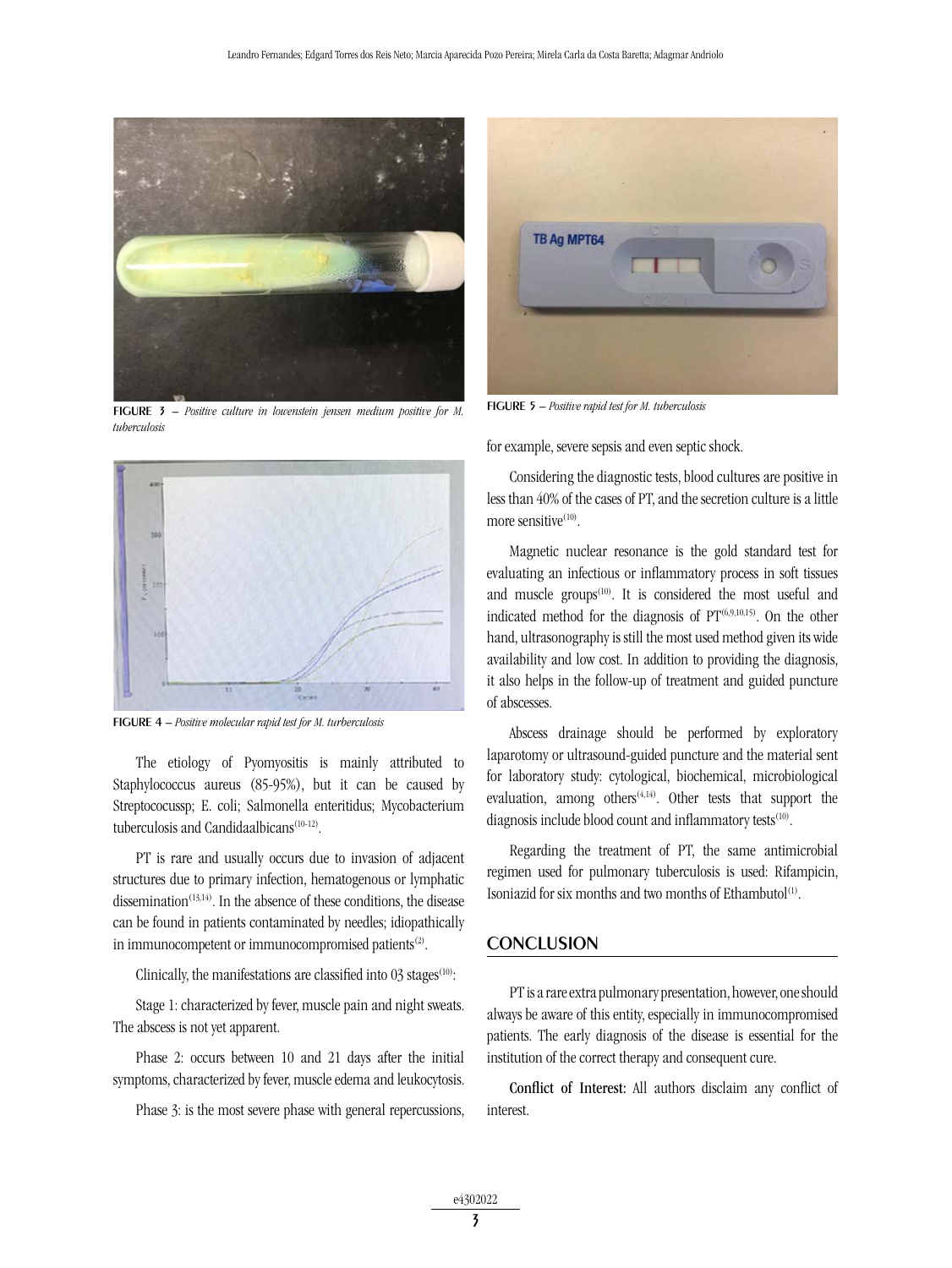FIGURE 3 – *Positive culture in lowenstein jensen medium positive for M. turberculosis*

FIGURE 4 – *Positive molecular rapid test for M. turberculosis*

The etiology of Pyomyositis is mainly attributed to Staphylococcus aureus (85-95%), but it can be caused by Streptococussp; E. coli; Salmonella enteritidus; Mycobacterium tuberculosis and Candidaalbicans[10-12].

PT is rare and usually occurs due to invasion of adjacent structures due to primary infection, hematogenous or lymphatic dissemination[13,14]. In the absence of these conditions, the disease can be found in patients contaminated by needles; idiopathically in immunocompetent or immunocompromised patients[2].

Clinically, the manifestations are classified into 03 stages[10]:

Stage 1: characterized by fever, muscle pain and night sweats. The abscess is not yet apparent.

Phase 2: occurs between 10 and 21 days after the initial symptoms, characterized by fever, muscle edema and leukocytosis.

Phase 3: is the most severe phase with general repercussions, for example, severe sepsis and even septic shock.

FIGURE 5 – *Positive rapid test for M. tuberculosis*

Considering the diagnostic tests, blood cultures are positive in less than 40% of the cases of PT, and the secretion culture is a little more sensitive[10].

Magnetic nuclear resonance is the gold standard test for evaluating an infectious or inflammatory process in soft tissues and muscle groups[10]. It is considered the most useful and indicated method for the diagnosis of PT[6,9,10,15]. On the other hand, ultrasonography is still the most used method given its wide availability and low cost. In addition to providing the diagnosis, it also helps in the follow-up of treatment and guided puncture of abscesses.

Abscess drainage should be performed by exploratory laparotomy or ultrasound-guided puncture and the material sent for laboratory study: cytological, biochemical, microbiological evaluation, among others[4,14]. Other tests that support the diagnosis include blood count and inflammatory tests[10].

Regarding the treatment of PT, the same antimicrobial regimen used for pulmonary tuberculosis is used: Rifampicin, Isoniazid for six months and two months of Ethambutol[1].

## CONCLUSION

PT is a rare extra pulmonary presentation, however, one should always be aware of this entity, especially in immunocompromised patients. The early diagnosis of the disease is essential for the institution of the correct therapy and consequent cure.

**Conflict of Interest:** All authors disclaim any conflict of interest.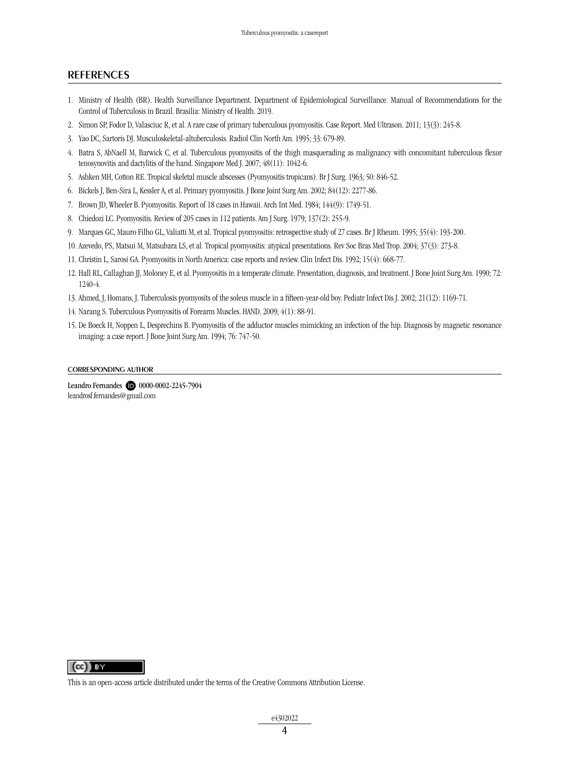## REFERENCES

1. Ministry of Health (BR). Health Surveillance Department. Department of Epidemiological Surveillance. Manual of Recommendations for the Control of Tuberculosis in Brazil. Brasilia: Ministry of Health. 2019.
2. Simon SP, Fodor D, Valasciuc R, et al. A rare case of primary tuberculous pyomyositis. Case Report. Med Ultrason. 2011; 13(3): 245-8.
3. Yao DC, Sartoris DJ. Musculoskeletal-altuberculosis. Radiol Clin North Am. 1995; 33: 679-89.
4. Batra S, AbNaell M, Barwick C, et al. Tuberculous pyomyositis of the thigh masquerading as malignancy with concomitant tuberculous flexor tenosynovitis and dactylitis of the hand. Singapore Med J. 2007; 48(11): 1042-6.
5. Ashken MH, Cotton RE. Tropical skeletal muscle abscesses (Pyomyositis tropicans). Br J Surg. 1963; 50: 846-52.
6. Bickels J, Ben-Sira L, Kessler A, et al. Primary pyomyositis. J Bone Joint Surg Am. 2002; 84(12): 2277-86.
7. Brown JD, Wheeler B. Pyomyositis. Report of 18 cases in Hawaii. Arch Int Med. 1984; 144(9): 1749-51.
8. Chiedozi LC. Pyomyositis. Review of 205 cases in 112 patients. Am J Surg. 1979; 137(2): 255-9.
9. Marques GC, Mauro Filho GL, Valiatti M, et al. Tropical pyomyositis: retrospective study of 27 cases. Br J Rheum. 1995; 35(4): 193-200.
10. Azevedo, PS, Matsui M, Matsubara LS, et al. Tropical pyomyositis: atypical presentations. Rev Soc Bras Med Trop. 2004; 37(3): 273-8.
11. Christin L, Sarosi GA. Pyomyositis in North America: case reports and review. Clin Infect Dis. 1992; 15(4): 668-77.
12. Hall RL, Callaghan JJ, Moloney E, et al. Pyomyositis in a temperate climate. Presentation, diagnosis, and treatment. J Bone Joint Surg Am. 1990; 72: 1240-4.
13. Ahmed, J, Homans, J. Tuberculosis pyomyosits of the soleus muscle in a fifteen-year-old boy. Pediatr Infect Dis J. 2002; 21(12): 1169-71.
14. Narang S. Tuberculous Pyomyositis of Forearm Muscles. HAND. 2009; 4(1): 88-91.
15. De Boeck H, Noppen L, Desprechins B. Pyomyositis of the adductor muscles mimicking an infection of the hip. Diagnosis by magnetic resonance imaging: a case report. J Bone Joint Surg Am. 1994; 76: 747-50.

#### CORRESPONDING AUTHOR

Leandro Fernandes 0000-0002-2245-7904
leandrosf.fernandes@gmail.com

This is an open-access article distributed under the terms of the Creative Commons Attribution License.